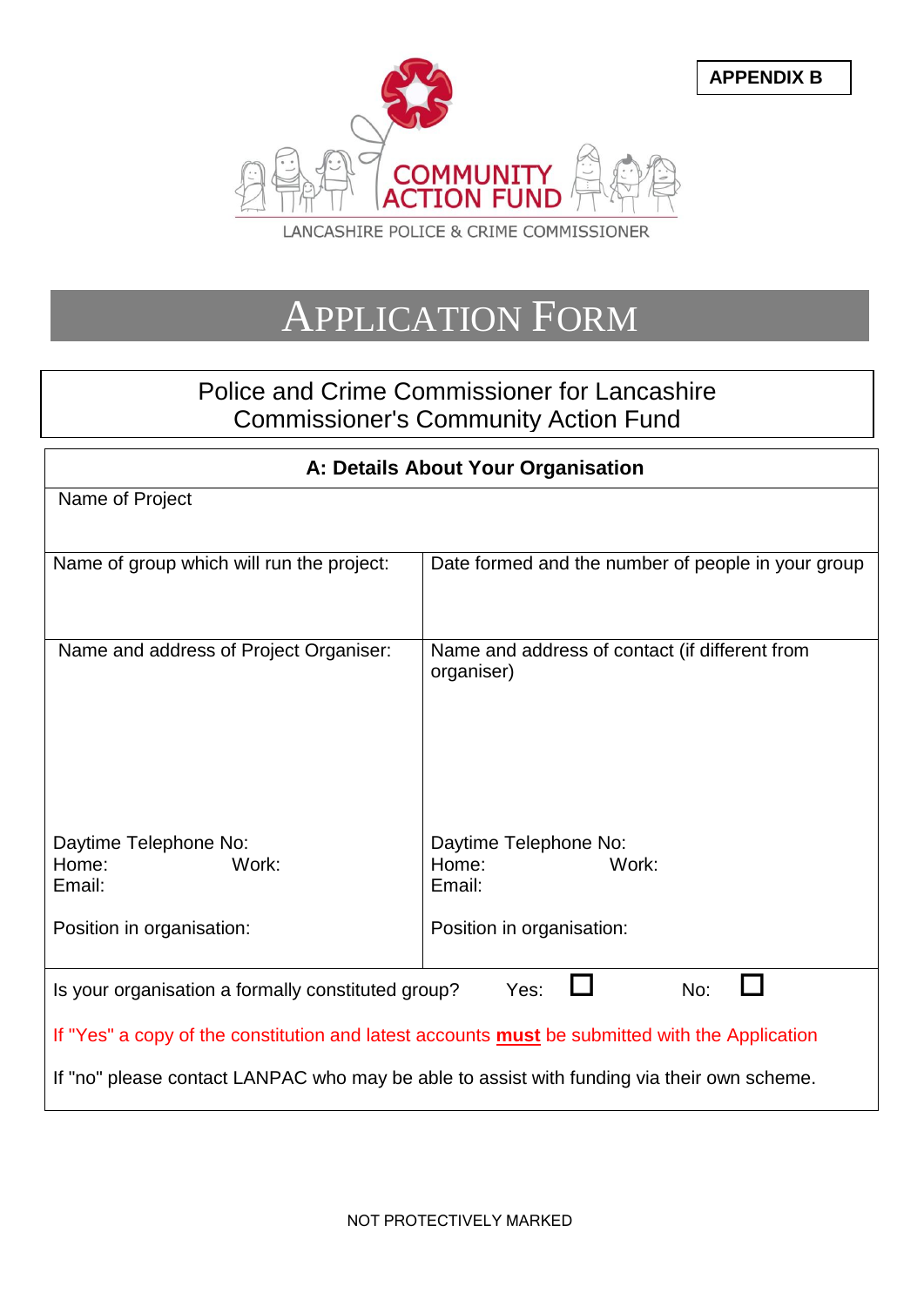**APPENDIX B**

COMMUNITY ACTION FUND

LANCASHIRE POLICE & CRIME COMMISSIONER

# APPLICATION FORM

Police and Crime Commissioner for Lancashire
Commissioner's Community Action Fund

| A: Details About Your Organisation | |
|---|---|
| Name of Project | |
| Name of group which will run the project: | Date formed and the number of people in your group |
| Name and address of Project Organiser:<br><br>Daytime Telephone No:<br>Home: Work:<br>Email:<br><br>Position in organisation: | Name and address of contact (if different from organiser)<br><br>Daytime Telephone No:<br>Home: Work:<br>Email:<br><br>Position in organisation: |
| Is your organisation a formally constituted group? Yes: ☐ No: ☐<br><br>If "Yes" a copy of the constitution and latest accounts **must** be submitted with the Application<br><br>If "no" please contact LANPAC who may be able to assist with funding via their own scheme. | |

NOT PROTECTIVELY MARKED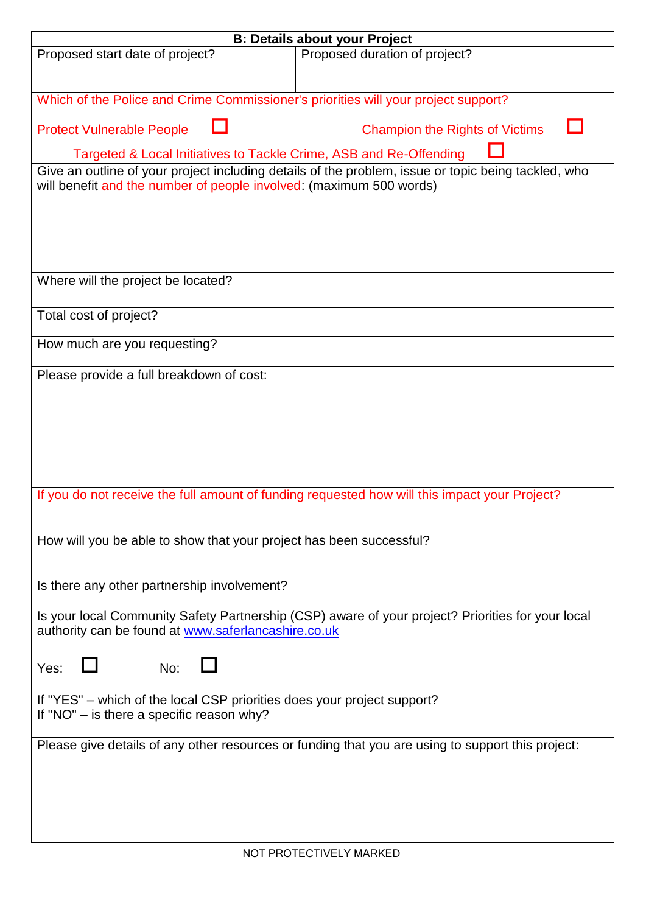## B: Details about your Project

| Proposed start date of project? | Proposed duration of project? |
|---|---|

Which of the Police and Crime Commissioner's priorities will your project support?

- ☐ Protect Vulnerable People
- ☐ Champion the Rights of Victims
- ☐ Targeted & Local Initiatives to Tackle Crime, ASB and Re-Offending

Give an outline of your project including details of the problem, issue or topic being tackled, who will benefit and the number of people involved: (maximum 500 words)

Where will the project be located?

Total cost of project?

How much are you requesting?

Please provide a full breakdown of cost:

If you do not receive the full amount of funding requested how will this impact your Project?

How will you be able to show that your project has been successful?

Is there any other partnership involvement?

Is your local Community Safety Partnership (CSP) aware of your project? Priorities for your local authority can be found at www.saferlancashire.co.uk

Yes: ☐ No: ☐

If "YES" – which of the local CSP priorities does your project support?
If "NO" – is there a specific reason why?

Please give details of any other resources or funding that you are using to support this project:

NOT PROTECTIVELY MARKED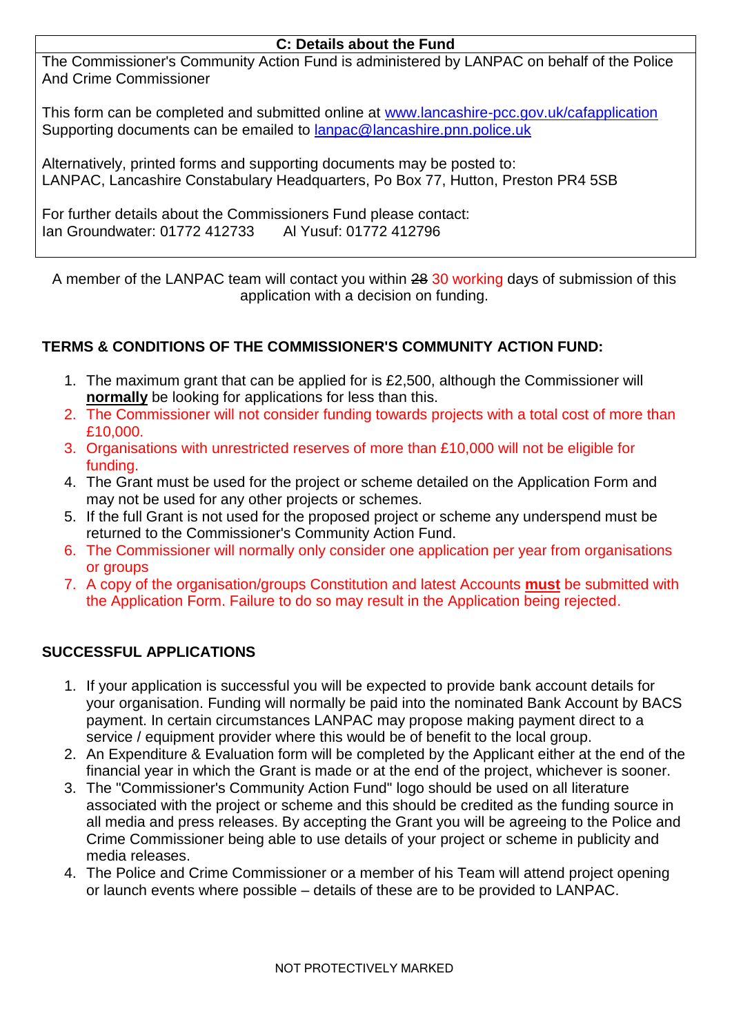## C: Details about the Fund

The Commissioner's Community Action Fund is administered by LANPAC on behalf of the Police And Crime Commissioner

This form can be completed and submitted online at www.lancashire-pcc.gov.uk/cafapplication
Supporting documents can be emailed to lanpac@lancashire.pnn.police.uk

Alternatively, printed forms and supporting documents may be posted to:
LANPAC, Lancashire Constabulary Headquarters, Po Box 77, Hutton, Preston PR4 5SB

For further details about the Commissioners Fund please contact:
Ian Groundwater: 01772 412733 Al Yusuf: 01772 412796

A member of the LANPAC team will contact you within ~~28~~ 30 working days of submission of this application with a decision on funding.

### TERMS & CONDITIONS OF THE COMMISSIONER'S COMMUNITY ACTION FUND:

1. The maximum grant that can be applied for is £2,500, although the Commissioner will **normally** be looking for applications for less than this.
2. The Commissioner will not consider funding towards projects with a total cost of more than £10,000.
3. Organisations with unrestricted reserves of more than £10,000 will not be eligible for funding.
4. The Grant must be used for the project or scheme detailed on the Application Form and may not be used for any other projects or schemes.
5. If the full Grant is not used for the proposed project or scheme any underspend must be returned to the Commissioner's Community Action Fund.
6. The Commissioner will normally only consider one application per year from organisations or groups
7. A copy of the organisation/groups Constitution and latest Accounts **must** be submitted with the Application Form. Failure to do so may result in the Application being rejected.

### SUCCESSFUL APPLICATIONS

1. If your application is successful you will be expected to provide bank account details for your organisation. Funding will normally be paid into the nominated Bank Account by BACS payment. In certain circumstances LANPAC may propose making payment direct to a service / equipment provider where this would be of benefit to the local group.
2. An Expenditure & Evaluation form will be completed by the Applicant either at the end of the financial year in which the Grant is made or at the end of the project, whichever is sooner.
3. The "Commissioner's Community Action Fund" logo should be used on all literature associated with the project or scheme and this should be credited as the funding source in all media and press releases. By accepting the Grant you will be agreeing to the Police and Crime Commissioner being able to use details of your project or scheme in publicity and media releases.
4. The Police and Crime Commissioner or a member of his Team will attend project opening or launch events where possible – details of these are to be provided to LANPAC.

NOT PROTECTIVELY MARKED